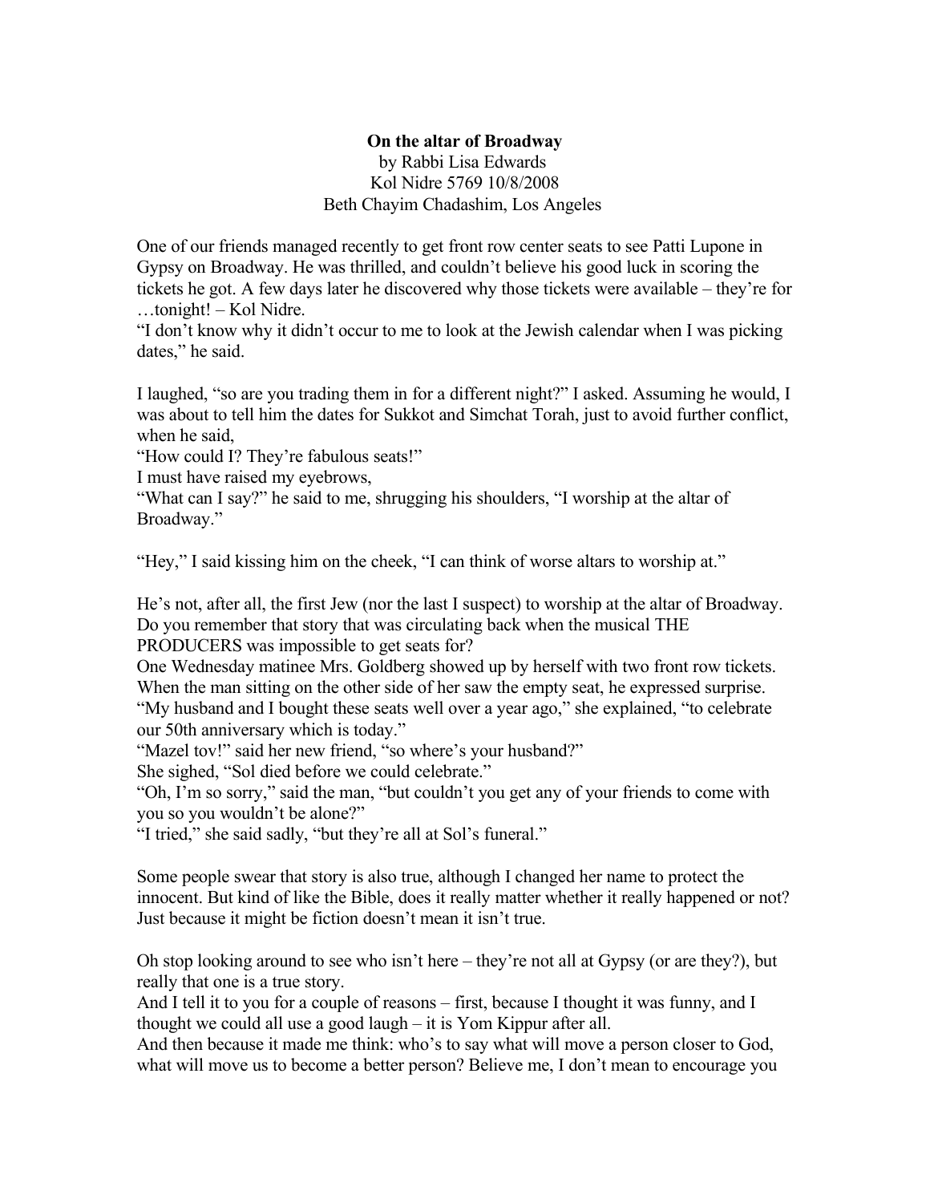**On the altar of Broadway**

by Rabbi Lisa Edwards
Kol Nidre 5769 10/8/2008
Beth Chayim Chadashim, Los Angeles

One of our friends managed recently to get front row center seats to see Patti Lupone in Gypsy on Broadway. He was thrilled, and couldn't believe his good luck in scoring the tickets he got. A few days later he discovered why those tickets were available – they're for …tonight! – Kol Nidre.
"I don't know why it didn't occur to me to look at the Jewish calendar when I was picking dates," he said.

I laughed, "so are you trading them in for a different night?" I asked. Assuming he would, I was about to tell him the dates for Sukkot and Simchat Torah, just to avoid further conflict, when he said,
"How could I? They're fabulous seats!"
I must have raised my eyebrows,
"What can I say?" he said to me, shrugging his shoulders, "I worship at the altar of Broadway."

"Hey," I said kissing him on the cheek, "I can think of worse altars to worship at."

He's not, after all, the first Jew (nor the last I suspect) to worship at the altar of Broadway. Do you remember that story that was circulating back when the musical THE PRODUCERS was impossible to get seats for?
One Wednesday matinee Mrs. Goldberg showed up by herself with two front row tickets. When the man sitting on the other side of her saw the empty seat, he expressed surprise. "My husband and I bought these seats well over a year ago," she explained, "to celebrate our 50th anniversary which is today."
"Mazel tov!" said her new friend, "so where's your husband?"
She sighed, "Sol died before we could celebrate."
"Oh, I'm so sorry," said the man, "but couldn't you get any of your friends to come with you so you wouldn't be alone?"
"I tried," she said sadly, "but they're all at Sol's funeral."

Some people swear that story is also true, although I changed her name to protect the innocent. But kind of like the Bible, does it really matter whether it really happened or not? Just because it might be fiction doesn't mean it isn't true.

Oh stop looking around to see who isn't here – they're not all at Gypsy (or are they?), but really that one is a true story.
And I tell it to you for a couple of reasons – first, because I thought it was funny, and I thought we could all use a good laugh – it is Yom Kippur after all.
And then because it made me think: who's to say what will move a person closer to God, what will move us to become a better person? Believe me, I don't mean to encourage you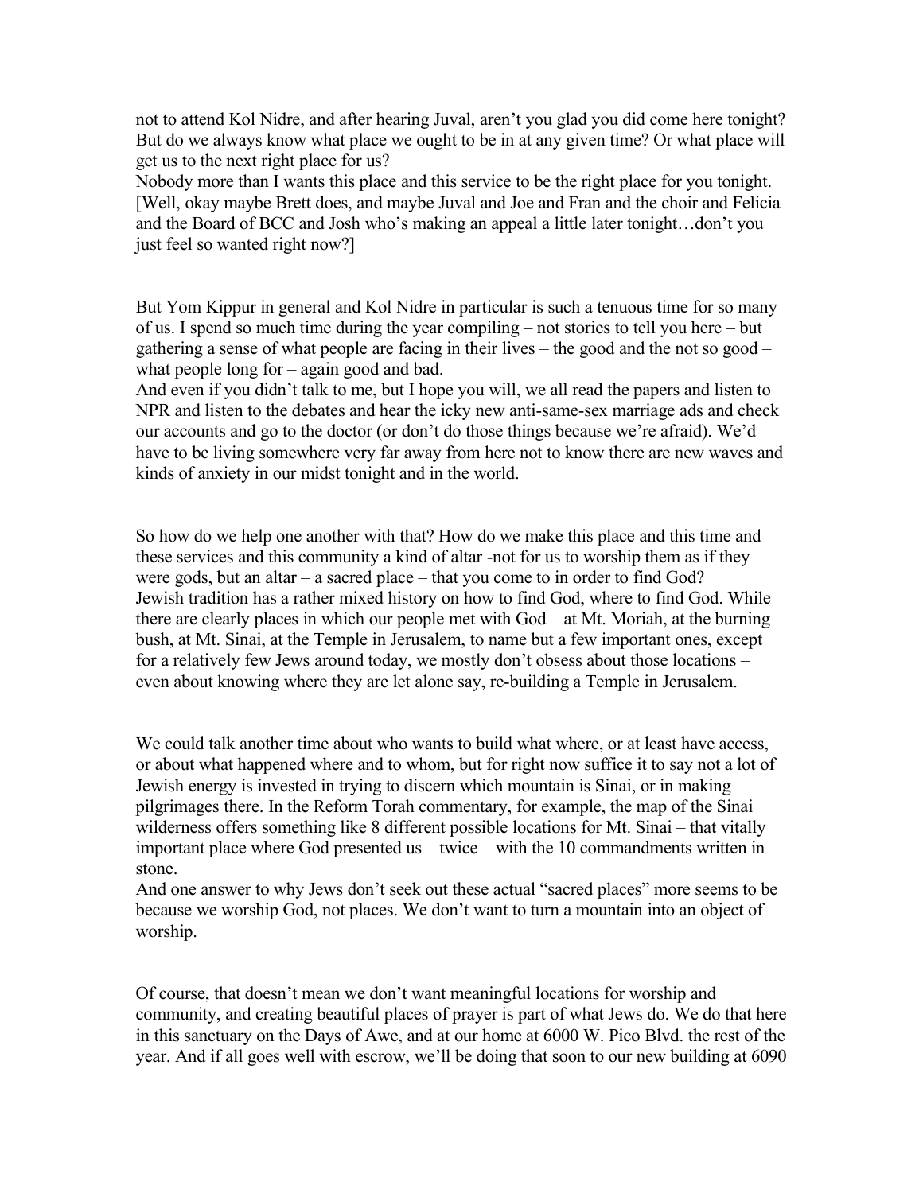not to attend Kol Nidre, and after hearing Juval, aren't you glad you did come here tonight? But do we always know what place we ought to be in at any given time? Or what place will get us to the next right place for us?

Nobody more than I wants this place and this service to be the right place for you tonight. [Well, okay maybe Brett does, and maybe Juval and Joe and Fran and the choir and Felicia and the Board of BCC and Josh who's making an appeal a little later tonight…don't you just feel so wanted right now?]

But Yom Kippur in general and Kol Nidre in particular is such a tenuous time for so many of us. I spend so much time during the year compiling – not stories to tell you here – but gathering a sense of what people are facing in their lives – the good and the not so good – what people long for – again good and bad.

And even if you didn't talk to me, but I hope you will, we all read the papers and listen to NPR and listen to the debates and hear the icky new anti-same-sex marriage ads and check our accounts and go to the doctor (or don't do those things because we're afraid). We'd have to be living somewhere very far away from here not to know there are new waves and kinds of anxiety in our midst tonight and in the world.

So how do we help one another with that? How do we make this place and this time and these services and this community a kind of altar -not for us to worship them as if they were gods, but an altar – a sacred place – that you come to in order to find God?

Jewish tradition has a rather mixed history on how to find God, where to find God. While there are clearly places in which our people met with God – at Mt. Moriah, at the burning bush, at Mt. Sinai, at the Temple in Jerusalem, to name but a few important ones, except for a relatively few Jews around today, we mostly don't obsess about those locations – even about knowing where they are let alone say, re-building a Temple in Jerusalem.

We could talk another time about who wants to build what where, or at least have access, or about what happened where and to whom, but for right now suffice it to say not a lot of Jewish energy is invested in trying to discern which mountain is Sinai, or in making pilgrimages there. In the Reform Torah commentary, for example, the map of the Sinai wilderness offers something like 8 different possible locations for Mt. Sinai – that vitally important place where God presented us – twice – with the 10 commandments written in stone.

And one answer to why Jews don't seek out these actual "sacred places" more seems to be because we worship God, not places. We don't want to turn a mountain into an object of worship.

Of course, that doesn't mean we don't want meaningful locations for worship and community, and creating beautiful places of prayer is part of what Jews do. We do that here in this sanctuary on the Days of Awe, and at our home at 6000 W. Pico Blvd. the rest of the year. And if all goes well with escrow, we'll be doing that soon to our new building at 6090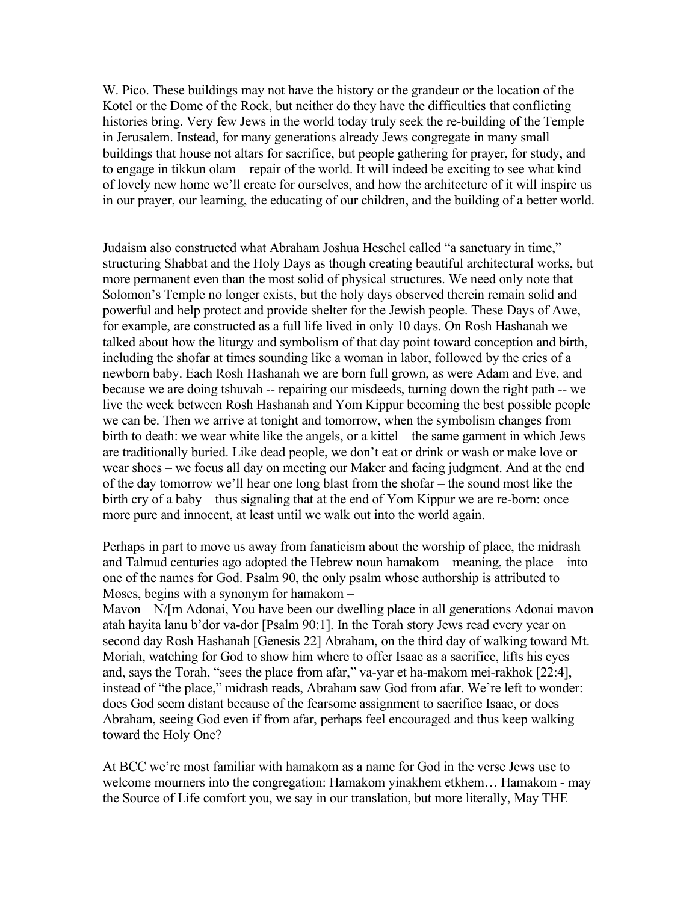W. Pico. These buildings may not have the history or the grandeur or the location of the Kotel or the Dome of the Rock, but neither do they have the difficulties that conflicting histories bring. Very few Jews in the world today truly seek the re-building of the Temple in Jerusalem. Instead, for many generations already Jews congregate in many small buildings that house not altars for sacrifice, but people gathering for prayer, for study, and to engage in tikkun olam – repair of the world. It will indeed be exciting to see what kind of lovely new home we'll create for ourselves, and how the architecture of it will inspire us in our prayer, our learning, the educating of our children, and the building of a better world.

Judaism also constructed what Abraham Joshua Heschel called "a sanctuary in time," structuring Shabbat and the Holy Days as though creating beautiful architectural works, but more permanent even than the most solid of physical structures. We need only note that Solomon's Temple no longer exists, but the holy days observed therein remain solid and powerful and help protect and provide shelter for the Jewish people. These Days of Awe, for example, are constructed as a full life lived in only 10 days. On Rosh Hashanah we talked about how the liturgy and symbolism of that day point toward conception and birth, including the shofar at times sounding like a woman in labor, followed by the cries of a newborn baby. Each Rosh Hashanah we are born full grown, as were Adam and Eve, and because we are doing tshuvah -- repairing our misdeeds, turning down the right path -- we live the week between Rosh Hashanah and Yom Kippur becoming the best possible people we can be. Then we arrive at tonight and tomorrow, when the symbolism changes from birth to death: we wear white like the angels, or a kittel – the same garment in which Jews are traditionally buried. Like dead people, we don't eat or drink or wash or make love or wear shoes – we focus all day on meeting our Maker and facing judgment. And at the end of the day tomorrow we'll hear one long blast from the shofar – the sound most like the birth cry of a baby – thus signaling that at the end of Yom Kippur we are re-born: once more pure and innocent, at least until we walk out into the world again.

Perhaps in part to move us away from fanaticism about the worship of place, the midrash and Talmud centuries ago adopted the Hebrew noun hamakom – meaning, the place – into one of the names for God. Psalm 90, the only psalm whose authorship is attributed to Moses, begins with a synonym for hamakom –
Mavon – N/[m Adonai, You have been our dwelling place in all generations Adonai mavon atah hayita lanu b'dor va-dor [Psalm 90:1]. In the Torah story Jews read every year on second day Rosh Hashanah [Genesis 22] Abraham, on the third day of walking toward Mt. Moriah, watching for God to show him where to offer Isaac as a sacrifice, lifts his eyes and, says the Torah, "sees the place from afar," va-yar et ha-makom mei-rakhok [22:4], instead of "the place," midrash reads, Abraham saw God from afar. We're left to wonder: does God seem distant because of the fearsome assignment to sacrifice Isaac, or does Abraham, seeing God even if from afar, perhaps feel encouraged and thus keep walking toward the Holy One?

At BCC we're most familiar with hamakom as a name for God in the verse Jews use to welcome mourners into the congregation: Hamakom yinakhem etkhem… Hamakom - may the Source of Life comfort you, we say in our translation, but more literally, May THE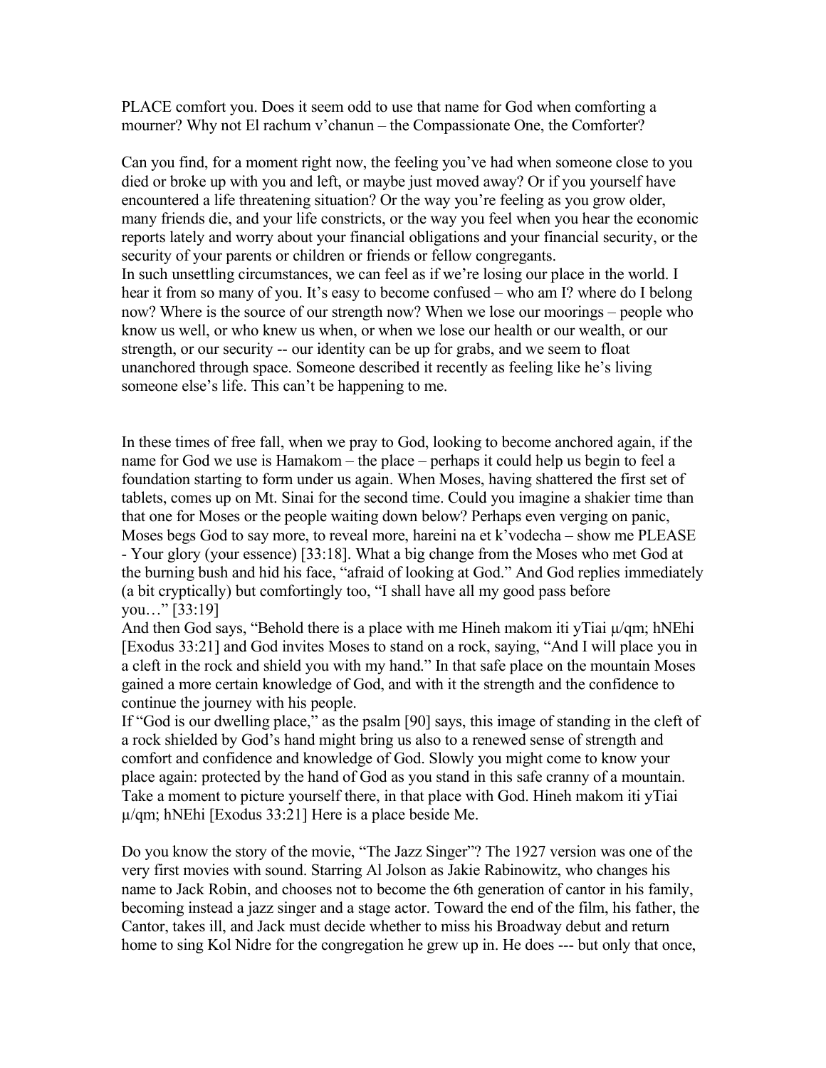PLACE comfort you. Does it seem odd to use that name for God when comforting a mourner? Why not El rachum v'chanun – the Compassionate One, the Comforter?

Can you find, for a moment right now, the feeling you've had when someone close to you died or broke up with you and left, or maybe just moved away? Or if you yourself have encountered a life threatening situation? Or the way you're feeling as you grow older, many friends die, and your life constricts, or the way you feel when you hear the economic reports lately and worry about your financial obligations and your financial security, or the security of your parents or children or friends or fellow congregants.
In such unsettling circumstances, we can feel as if we're losing our place in the world. I hear it from so many of you. It's easy to become confused – who am I? where do I belong now? Where is the source of our strength now? When we lose our moorings – people who know us well, or who knew us when, or when we lose our health or our wealth, or our strength, or our security -- our identity can be up for grabs, and we seem to float unanchored through space. Someone described it recently as feeling like he's living someone else's life. This can't be happening to me.

In these times of free fall, when we pray to God, looking to become anchored again, if the name for God we use is Hamakom – the place – perhaps it could help us begin to feel a foundation starting to form under us again. When Moses, having shattered the first set of tablets, comes up on Mt. Sinai for the second time. Could you imagine a shakier time than that one for Moses or the people waiting down below? Perhaps even verging on panic, Moses begs God to say more, to reveal more, hareini na et k'vodecha – show me PLEASE - Your glory (your essence) [33:18]. What a big change from the Moses who met God at the burning bush and hid his face, "afraid of looking at God." And God replies immediately (a bit cryptically) but comfortingly too, "I shall have all my good pass before you…" [33:19]
And then God says, "Behold there is a place with me Hineh makom iti yTiai µ/qm; hNEhi [Exodus 33:21] and God invites Moses to stand on a rock, saying, "And I will place you in a cleft in the rock and shield you with my hand." In that safe place on the mountain Moses gained a more certain knowledge of God, and with it the strength and the confidence to continue the journey with his people.
If "God is our dwelling place," as the psalm [90] says, this image of standing in the cleft of a rock shielded by God's hand might bring us also to a renewed sense of strength and comfort and confidence and knowledge of God. Slowly you might come to know your place again: protected by the hand of God as you stand in this safe cranny of a mountain. Take a moment to picture yourself there, in that place with God. Hineh makom iti yTiai µ/qm; hNEhi [Exodus 33:21] Here is a place beside Me.

Do you know the story of the movie, "The Jazz Singer"? The 1927 version was one of the very first movies with sound. Starring Al Jolson as Jakie Rabinowitz, who changes his name to Jack Robin, and chooses not to become the 6th generation of cantor in his family, becoming instead a jazz singer and a stage actor. Toward the end of the film, his father, the Cantor, takes ill, and Jack must decide whether to miss his Broadway debut and return home to sing Kol Nidre for the congregation he grew up in. He does --- but only that once,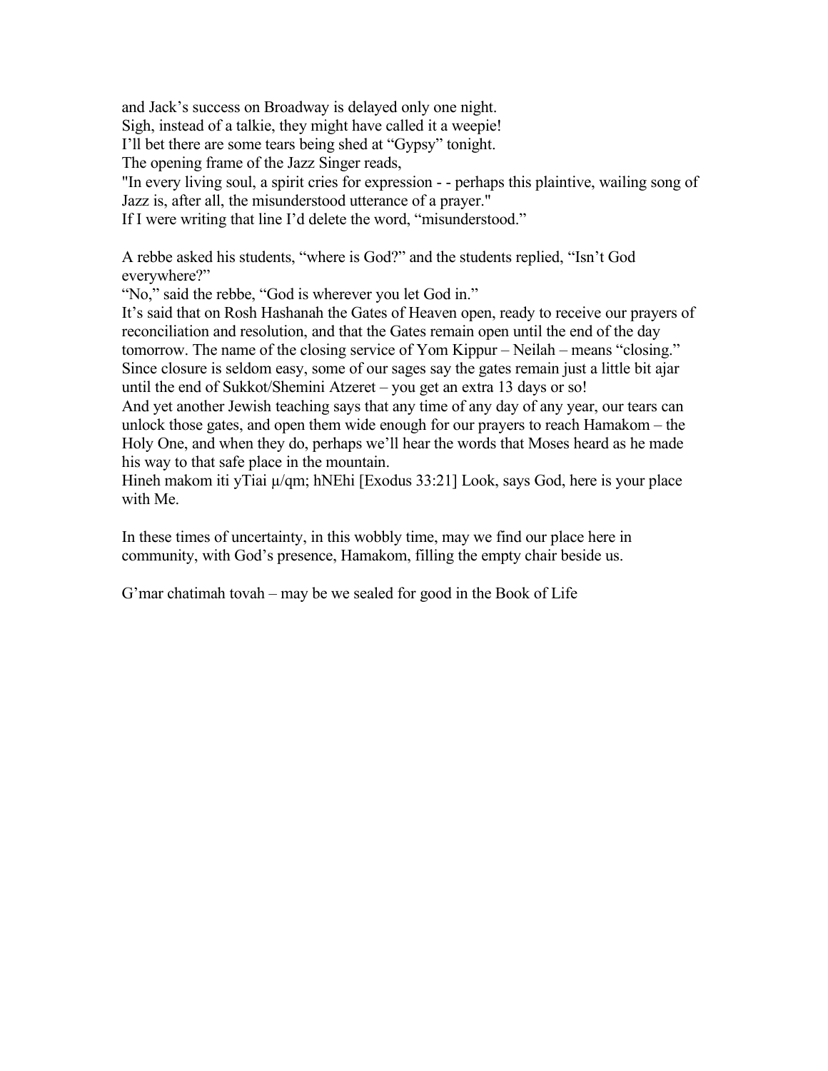and Jack's success on Broadway is delayed only one night.
Sigh, instead of a talkie, they might have called it a weepie!
I'll bet there are some tears being shed at "Gypsy" tonight.
The opening frame of the Jazz Singer reads,
"In every living soul, a spirit cries for expression - - perhaps this plaintive, wailing song of Jazz is, after all, the misunderstood utterance of a prayer."
If I were writing that line I'd delete the word, "misunderstood."

A rebbe asked his students, "where is God?" and the students replied, "Isn't God everywhere?"
"No," said the rebbe, "God is wherever you let God in."
It's said that on Rosh Hashanah the Gates of Heaven open, ready to receive our prayers of reconciliation and resolution, and that the Gates remain open until the end of the day tomorrow. The name of the closing service of Yom Kippur – Neilah – means "closing." Since closure is seldom easy, some of our sages say the gates remain just a little bit ajar until the end of Sukkot/Shemini Atzeret – you get an extra 13 days or so!
And yet another Jewish teaching says that any time of any day of any year, our tears can unlock those gates, and open them wide enough for our prayers to reach Hamakom – the Holy One, and when they do, perhaps we'll hear the words that Moses heard as he made his way to that safe place in the mountain.
Hineh makom iti yTiai µ/qm; hNEhi [Exodus 33:21] Look, says God, here is your place with Me.

In these times of uncertainty, in this wobbly time, may we find our place here in community, with God's presence, Hamakom, filling the empty chair beside us.

G'mar chatimah tovah – may be we sealed for good in the Book of Life